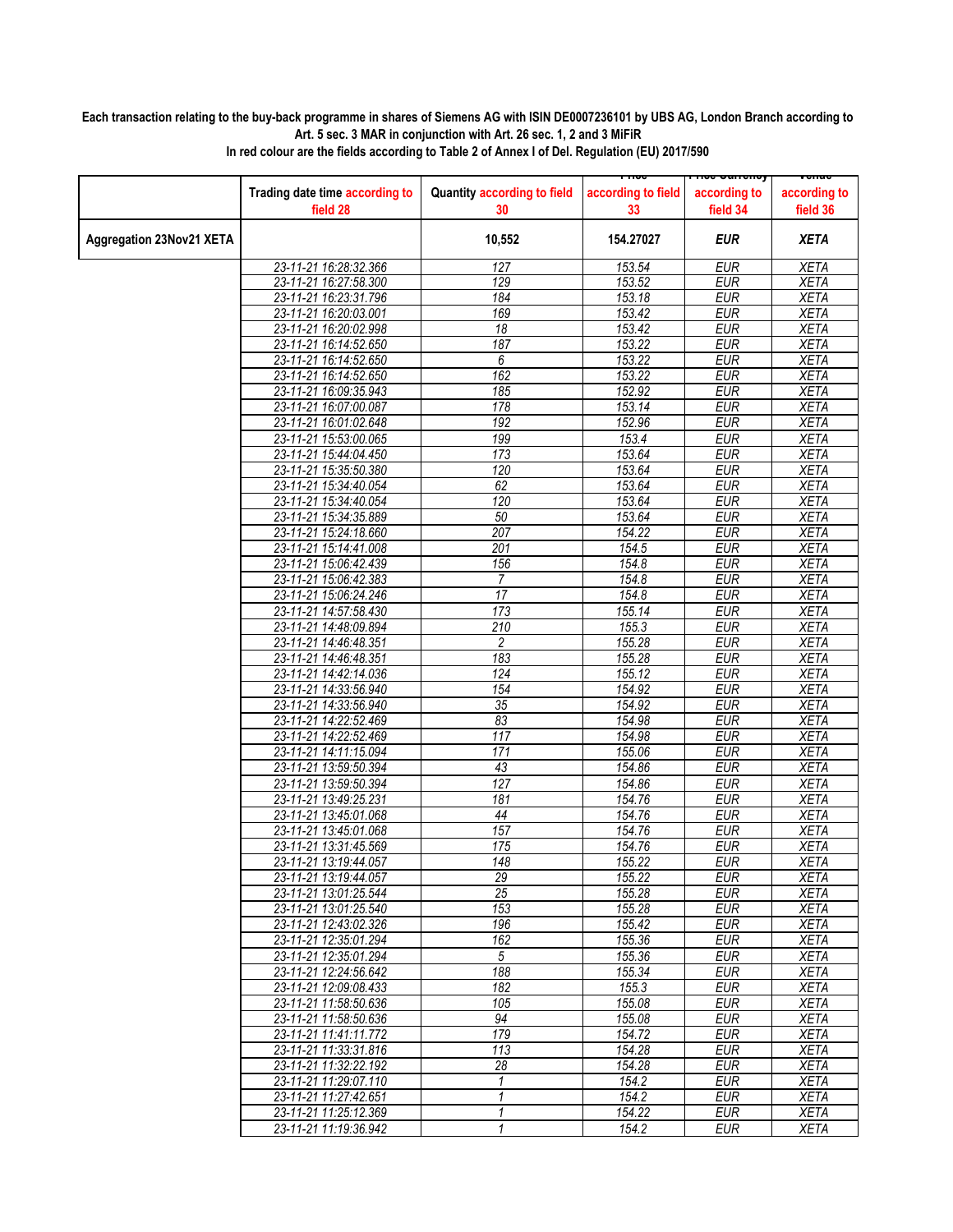**Each transaction relating to the buy-back programme in shares of Siemens AG with ISIN DE0007236101 by UBS AG, London Branch according to Art. 5 sec. 3 MAR in conjunction with Art. 26 sec. 1, 2 and 3 MiFiR**

**In red colour are the fields according to Table 2 of Annex I of Del. Regulation (EU) 2017/590**

| | Trading date time according to field 28 | Quantity according to field 30 | Price according to field 33 | Price Currency according to field 34 | Venue according to field 36 |
|---|---|---|---|---|---|
| **Aggregation 23Nov21 XETA** | | **10,552** | **154.27027** | ***EUR*** | ***XETA*** |
| | *23-11-21 16:28:32.366* | *127* | *153.54* | *EUR* | *XETA* |
| | *23-11-21 16:27:58.300* | *129* | *153.52* | *EUR* | *XETA* |
| | *23-11-21 16:23:31.796* | *184* | *153.18* | *EUR* | *XETA* |
| | *23-11-21 16:20:03.001* | *169* | *153.42* | *EUR* | *XETA* |
| | *23-11-21 16:20:02.998* | *18* | *153.42* | *EUR* | *XETA* |
| | *23-11-21 16:14:52.650* | *187* | *153.22* | *EUR* | *XETA* |
| | *23-11-21 16:14:52.650* | *6* | *153.22* | *EUR* | *XETA* |
| | *23-11-21 16:14:52.650* | *162* | *153.22* | *EUR* | *XETA* |
| | *23-11-21 16:09:35.943* | *185* | *152.92* | *EUR* | *XETA* |
| | *23-11-21 16:07:00.087* | *178* | *153.14* | *EUR* | *XETA* |
| | *23-11-21 16:01:02.648* | *192* | *152.96* | *EUR* | *XETA* |
| | *23-11-21 15:53:00.065* | *199* | *153.4* | *EUR* | *XETA* |
| | *23-11-21 15:44:04.450* | *173* | *153.64* | *EUR* | *XETA* |
| | *23-11-21 15:35:50.380* | *120* | *153.64* | *EUR* | *XETA* |
| | *23-11-21 15:34:40.054* | *62* | *153.64* | *EUR* | *XETA* |
| | *23-11-21 15:34:40.054* | *120* | *153.64* | *EUR* | *XETA* |
| | *23-11-21 15:34:35.889* | *50* | *153.64* | *EUR* | *XETA* |
| | *23-11-21 15:24:18.660* | *207* | *154.22* | *EUR* | *XETA* |
| | *23-11-21 15:14:41.008* | *201* | *154.5* | *EUR* | *XETA* |
| | *23-11-21 15:06:42.439* | *156* | *154.8* | *EUR* | *XETA* |
| | *23-11-21 15:06:42.383* | *7* | *154.8* | *EUR* | *XETA* |
| | *23-11-21 15:06:24.246* | *17* | *154.8* | *EUR* | *XETA* |
| | *23-11-21 14:57:58.430* | *173* | *155.14* | *EUR* | *XETA* |
| | *23-11-21 14:48:09.894* | *210* | *155.3* | *EUR* | *XETA* |
| | *23-11-21 14:46:48.351* | *2* | *155.28* | *EUR* | *XETA* |
| | *23-11-21 14:46:48.351* | *183* | *155.28* | *EUR* | *XETA* |
| | *23-11-21 14:42:14.036* | *124* | *155.12* | *EUR* | *XETA* |
| | *23-11-21 14:33:56.940* | *154* | *154.92* | *EUR* | *XETA* |
| | *23-11-21 14:33:56.940* | *35* | *154.92* | *EUR* | *XETA* |
| | *23-11-21 14:22:52.469* | *83* | *154.98* | *EUR* | *XETA* |
| | *23-11-21 14:22:52.469* | *117* | *154.98* | *EUR* | *XETA* |
| | *23-11-21 14:11:15.094* | *171* | *155.06* | *EUR* | *XETA* |
| | *23-11-21 13:59:50.394* | *43* | *154.86* | *EUR* | *XETA* |
| | *23-11-21 13:59:50.394* | *127* | *154.86* | *EUR* | *XETA* |
| | *23-11-21 13:49:25.231* | *181* | *154.76* | *EUR* | *XETA* |
| | *23-11-21 13:45:01.068* | *44* | *154.76* | *EUR* | *XETA* |
| | *23-11-21 13:45:01.068* | *157* | *154.76* | *EUR* | *XETA* |
| | *23-11-21 13:31:45.569* | *175* | *154.76* | *EUR* | *XETA* |
| | *23-11-21 13:19:44.057* | *148* | *155.22* | *EUR* | *XETA* |
| | *23-11-21 13:19:44.057* | *29* | *155.22* | *EUR* | *XETA* |
| | *23-11-21 13:01:25.544* | *25* | *155.28* | *EUR* | *XETA* |
| | *23-11-21 13:01:25.540* | *153* | *155.28* | *EUR* | *XETA* |
| | *23-11-21 12:43:02.326* | *196* | *155.42* | *EUR* | *XETA* |
| | *23-11-21 12:35:01.294* | *162* | *155.36* | *EUR* | *XETA* |
| | *23-11-21 12:35:01.294* | *5* | *155.36* | *EUR* | *XETA* |
| | *23-11-21 12:24:56.642* | *188* | *155.34* | *EUR* | *XETA* |
| | *23-11-21 12:09:08.433* | *182* | *155.3* | *EUR* | *XETA* |
| | *23-11-21 11:58:50.636* | *105* | *155.08* | *EUR* | *XETA* |
| | *23-11-21 11:58:50.636* | *94* | *155.08* | *EUR* | *XETA* |
| | *23-11-21 11:41:11.772* | *179* | *154.72* | *EUR* | *XETA* |
| | *23-11-21 11:33:31.816* | *113* | *154.28* | *EUR* | *XETA* |
| | *23-11-21 11:32:22.192* | *28* | *154.28* | *EUR* | *XETA* |
| | *23-11-21 11:29:07.110* | *1* | *154.2* | *EUR* | *XETA* |
| | *23-11-21 11:27:42.651* | *1* | *154.2* | *EUR* | *XETA* |
| | *23-11-21 11:25:12.369* | *1* | *154.22* | *EUR* | *XETA* |
| | *23-11-21 11:19:36.942* | *1* | *154.2* | *EUR* | *XETA* |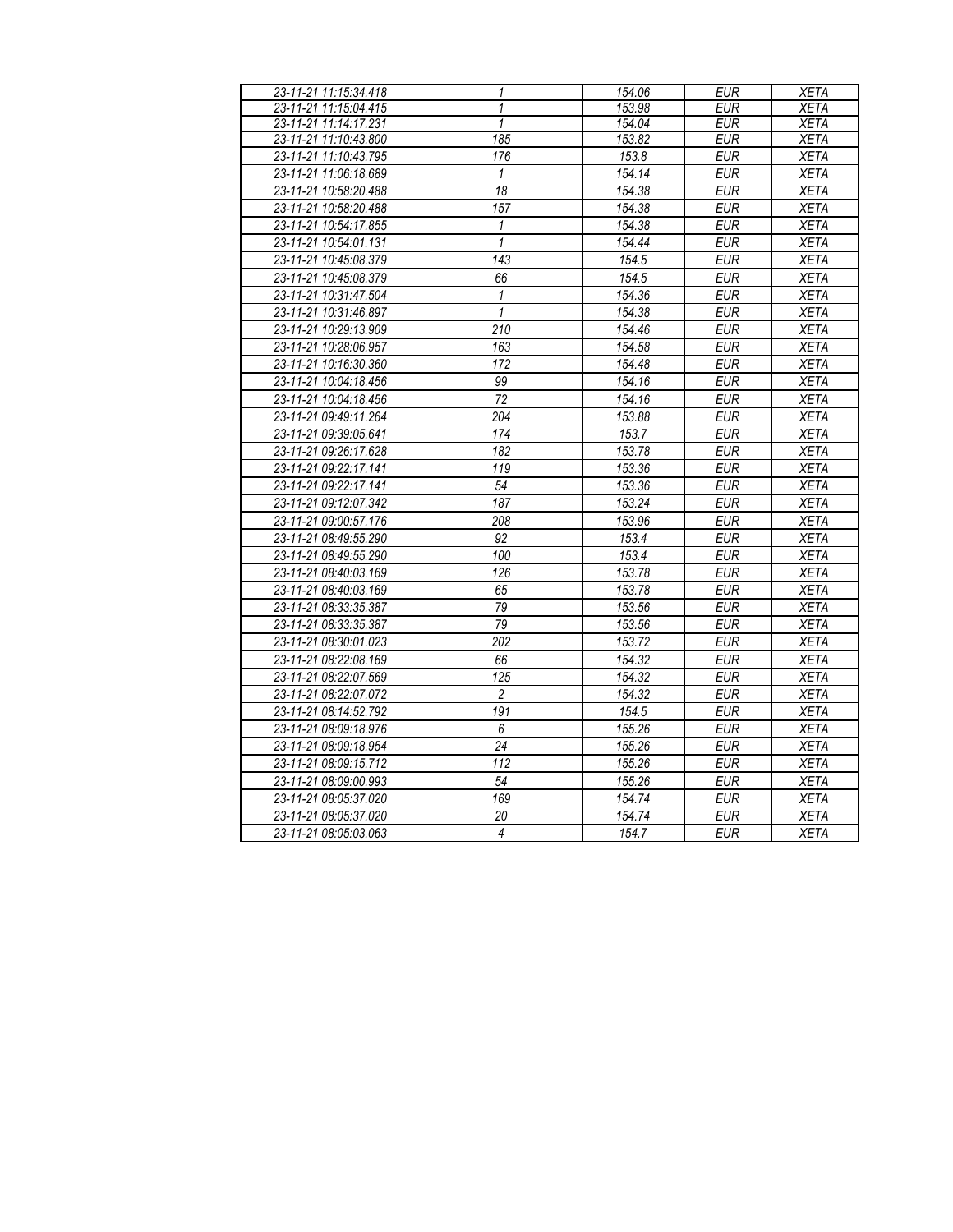| 23-11-21 11:15:34.418 | 1 | 154.06 | EUR | XETA |
|---|---|---|---|---|
| 23-11-21 11:15:04.415 | 1 | 153.98 | EUR | XETA |
| 23-11-21 11:14:17.231 | 1 | 154.04 | EUR | XETA |
| 23-11-21 11:10:43.800 | 185 | 153.82 | EUR | XETA |
| 23-11-21 11:10:43.795 | 176 | 153.8 | EUR | XETA |
| 23-11-21 11:06:18.689 | 1 | 154.14 | EUR | XETA |
| 23-11-21 10:58:20.488 | 18 | 154.38 | EUR | XETA |
| 23-11-21 10:58:20.488 | 157 | 154.38 | EUR | XETA |
| 23-11-21 10:54:17.855 | 1 | 154.38 | EUR | XETA |
| 23-11-21 10:54:01.131 | 1 | 154.44 | EUR | XETA |
| 23-11-21 10:45:08.379 | 143 | 154.5 | EUR | XETA |
| 23-11-21 10:45:08.379 | 66 | 154.5 | EUR | XETA |
| 23-11-21 10:31:47.504 | 1 | 154.36 | EUR | XETA |
| 23-11-21 10:31:46.897 | 1 | 154.38 | EUR | XETA |
| 23-11-21 10:29:13.909 | 210 | 154.46 | EUR | XETA |
| 23-11-21 10:28:06.957 | 163 | 154.58 | EUR | XETA |
| 23-11-21 10:16:30.360 | 172 | 154.48 | EUR | XETA |
| 23-11-21 10:04:18.456 | 99 | 154.16 | EUR | XETA |
| 23-11-21 10:04:18.456 | 72 | 154.16 | EUR | XETA |
| 23-11-21 09:49:11.264 | 204 | 153.88 | EUR | XETA |
| 23-11-21 09:39:05.641 | 174 | 153.7 | EUR | XETA |
| 23-11-21 09:26:17.628 | 182 | 153.78 | EUR | XETA |
| 23-11-21 09:22:17.141 | 119 | 153.36 | EUR | XETA |
| 23-11-21 09:22:17.141 | 54 | 153.36 | EUR | XETA |
| 23-11-21 09:12:07.342 | 187 | 153.24 | EUR | XETA |
| 23-11-21 09:00:57.176 | 208 | 153.96 | EUR | XETA |
| 23-11-21 08:49:55.290 | 92 | 153.4 | EUR | XETA |
| 23-11-21 08:49:55.290 | 100 | 153.4 | EUR | XETA |
| 23-11-21 08:40:03.169 | 126 | 153.78 | EUR | XETA |
| 23-11-21 08:40:03.169 | 65 | 153.78 | EUR | XETA |
| 23-11-21 08:33:35.387 | 79 | 153.56 | EUR | XETA |
| 23-11-21 08:33:35.387 | 79 | 153.56 | EUR | XETA |
| 23-11-21 08:30:01.023 | 202 | 153.72 | EUR | XETA |
| 23-11-21 08:22:08.169 | 66 | 154.32 | EUR | XETA |
| 23-11-21 08:22:07.569 | 125 | 154.32 | EUR | XETA |
| 23-11-21 08:22:07.072 | 2 | 154.32 | EUR | XETA |
| 23-11-21 08:14:52.792 | 191 | 154.5 | EUR | XETA |
| 23-11-21 08:09:18.976 | 6 | 155.26 | EUR | XETA |
| 23-11-21 08:09:18.954 | 24 | 155.26 | EUR | XETA |
| 23-11-21 08:09:15.712 | 112 | 155.26 | EUR | XETA |
| 23-11-21 08:09:00.993 | 54 | 155.26 | EUR | XETA |
| 23-11-21 08:05:37.020 | 169 | 154.74 | EUR | XETA |
| 23-11-21 08:05:37.020 | 20 | 154.74 | EUR | XETA |
| 23-11-21 08:05:03.063 | 4 | 154.7 | EUR | XETA |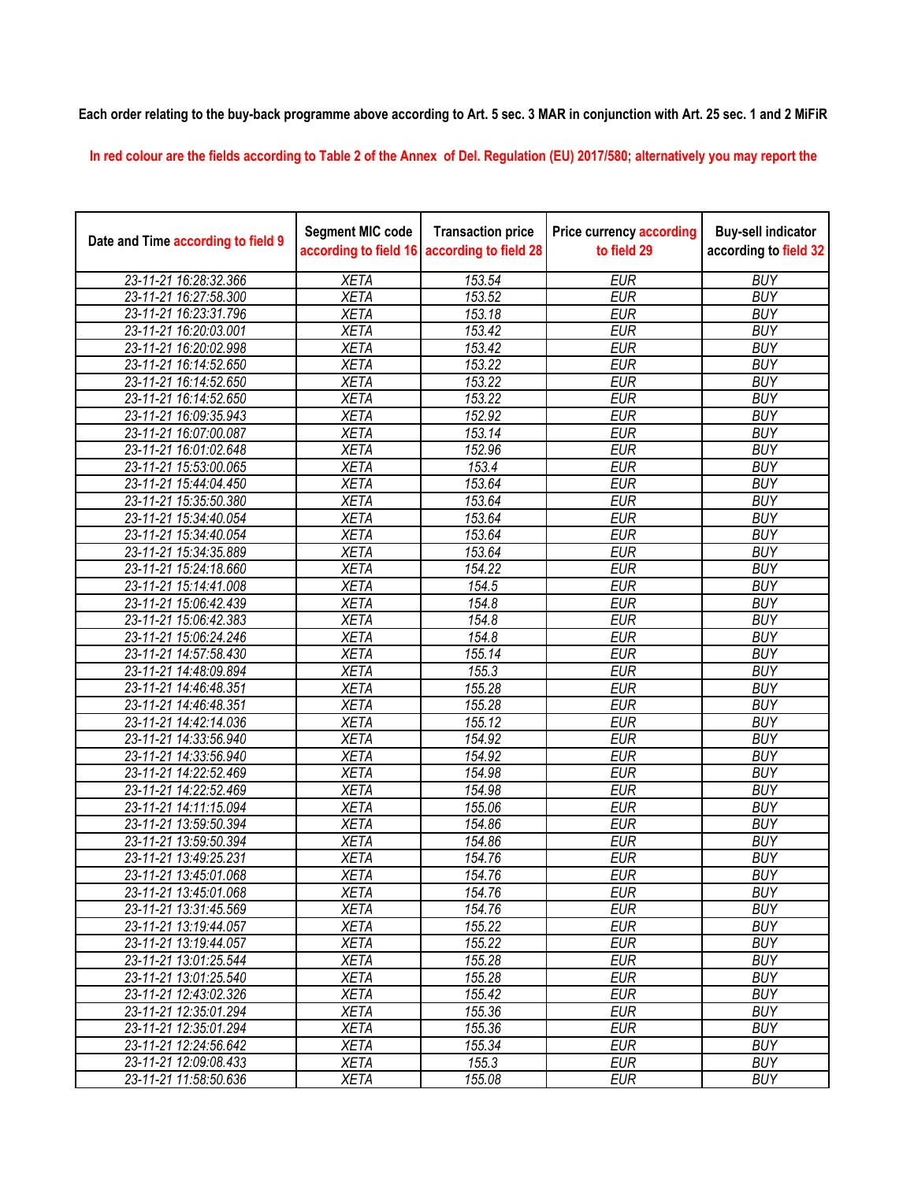**Each order relating to the buy-back programme above according to Art. 5 sec. 3 MAR in conjunction with Art. 25 sec. 1 and 2 MiFiR**

In red colour are the fields according to Table 2 of the Annex of Del. Regulation (EU) 2017/580; alternatively you may report the

| Date and Time according to field 9 | Segment MIC code according to field 16 | Transaction price according to field 28 | Price currency according to field 29 | Buy-sell indicator according to field 32 |
|---|---|---|---|---|
| 23-11-21 16:28:32.366 | XETA | 153.54 | EUR | BUY |
| 23-11-21 16:27:58.300 | XETA | 153.52 | EUR | BUY |
| 23-11-21 16:23:31.796 | XETA | 153.18 | EUR | BUY |
| 23-11-21 16:20:03.001 | XETA | 153.42 | EUR | BUY |
| 23-11-21 16:20:02.998 | XETA | 153.42 | EUR | BUY |
| 23-11-21 16:14:52.650 | XETA | 153.22 | EUR | BUY |
| 23-11-21 16:14:52.650 | XETA | 153.22 | EUR | BUY |
| 23-11-21 16:14:52.650 | XETA | 153.22 | EUR | BUY |
| 23-11-21 16:09:35.943 | XETA | 152.92 | EUR | BUY |
| 23-11-21 16:07:00.087 | XETA | 153.14 | EUR | BUY |
| 23-11-21 16:01:02.648 | XETA | 152.96 | EUR | BUY |
| 23-11-21 15:53:00.065 | XETA | 153.4 | EUR | BUY |
| 23-11-21 15:44:04.450 | XETA | 153.64 | EUR | BUY |
| 23-11-21 15:35:50.380 | XETA | 153.64 | EUR | BUY |
| 23-11-21 15:34:40.054 | XETA | 153.64 | EUR | BUY |
| 23-11-21 15:34:40.054 | XETA | 153.64 | EUR | BUY |
| 23-11-21 15:34:35.889 | XETA | 153.64 | EUR | BUY |
| 23-11-21 15:24:18.660 | XETA | 154.22 | EUR | BUY |
| 23-11-21 15:14:41.008 | XETA | 154.5 | EUR | BUY |
| 23-11-21 15:06:42.439 | XETA | 154.8 | EUR | BUY |
| 23-11-21 15:06:42.383 | XETA | 154.8 | EUR | BUY |
| 23-11-21 15:06:24.246 | XETA | 154.8 | EUR | BUY |
| 23-11-21 14:57:58.430 | XETA | 155.14 | EUR | BUY |
| 23-11-21 14:48:09.894 | XETA | 155.3 | EUR | BUY |
| 23-11-21 14:46:48.351 | XETA | 155.28 | EUR | BUY |
| 23-11-21 14:46:48.351 | XETA | 155.28 | EUR | BUY |
| 23-11-21 14:42:14.036 | XETA | 155.12 | EUR | BUY |
| 23-11-21 14:33:56.940 | XETA | 154.92 | EUR | BUY |
| 23-11-21 14:33:56.940 | XETA | 154.92 | EUR | BUY |
| 23-11-21 14:22:52.469 | XETA | 154.98 | EUR | BUY |
| 23-11-21 14:22:52.469 | XETA | 154.98 | EUR | BUY |
| 23-11-21 14:11:15.094 | XETA | 155.06 | EUR | BUY |
| 23-11-21 13:59:50.394 | XETA | 154.86 | EUR | BUY |
| 23-11-21 13:59:50.394 | XETA | 154.86 | EUR | BUY |
| 23-11-21 13:49:25.231 | XETA | 154.76 | EUR | BUY |
| 23-11-21 13:45:01.068 | XETA | 154.76 | EUR | BUY |
| 23-11-21 13:45:01.068 | XETA | 154.76 | EUR | BUY |
| 23-11-21 13:31:45.569 | XETA | 154.76 | EUR | BUY |
| 23-11-21 13:19:44.057 | XETA | 155.22 | EUR | BUY |
| 23-11-21 13:19:44.057 | XETA | 155.22 | EUR | BUY |
| 23-11-21 13:01:25.544 | XETA | 155.28 | EUR | BUY |
| 23-11-21 13:01:25.540 | XETA | 155.28 | EUR | BUY |
| 23-11-21 12:43:02.326 | XETA | 155.42 | EUR | BUY |
| 23-11-21 12:35:01.294 | XETA | 155.36 | EUR | BUY |
| 23-11-21 12:35:01.294 | XETA | 155.36 | EUR | BUY |
| 23-11-21 12:24:56.642 | XETA | 155.34 | EUR | BUY |
| 23-11-21 12:09:08.433 | XETA | 155.3 | EUR | BUY |
| 23-11-21 11:58:50.636 | XETA | 155.08 | EUR | BUY |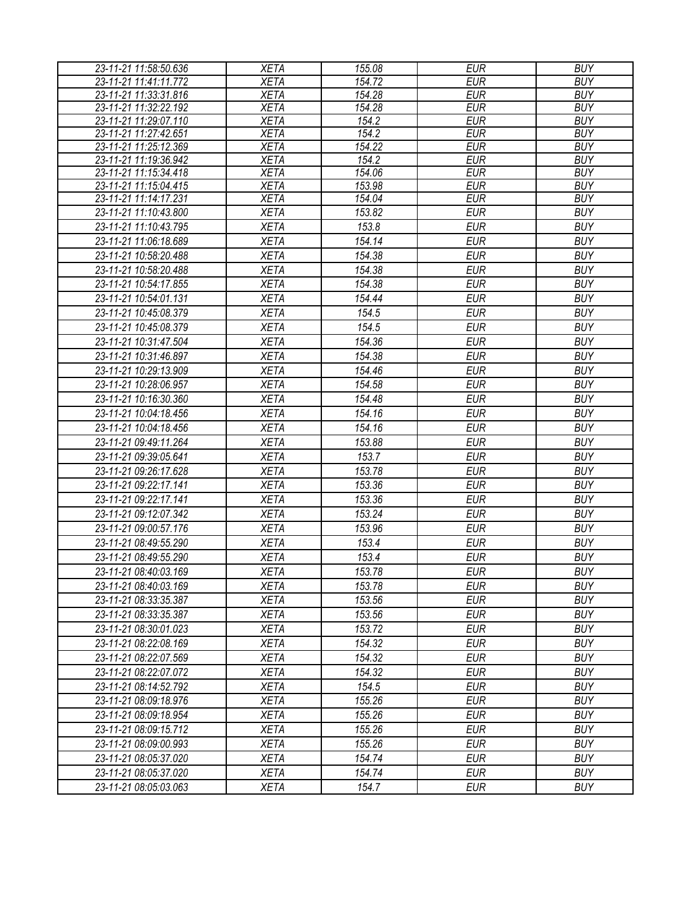| | | | | |
|---|---|---|---|---|
| 23-11-21 11:58:50.636 | XETA | 155.08 | EUR | BUY |
| 23-11-21 11:41:11.772 | XETA | 154.72 | EUR | BUY |
| 23-11-21 11:33:31.816 | XETA | 154.28 | EUR | BUY |
| 23-11-21 11:32:22.192 | XETA | 154.28 | EUR | BUY |
| 23-11-21 11:29:07.110 | XETA | 154.2 | EUR | BUY |
| 23-11-21 11:27:42.651 | XETA | 154.2 | EUR | BUY |
| 23-11-21 11:25:12.369 | XETA | 154.22 | EUR | BUY |
| 23-11-21 11:19:36.942 | XETA | 154.2 | EUR | BUY |
| 23-11-21 11:15:34.418 | XETA | 154.06 | EUR | BUY |
| 23-11-21 11:15:04.415 | XETA | 153.98 | EUR | BUY |
| 23-11-21 11:14:17.231 | XETA | 154.04 | EUR | BUY |
| 23-11-21 11:10:43.800 | XETA | 153.82 | EUR | BUY |
| 23-11-21 11:10:43.795 | XETA | 153.8 | EUR | BUY |
| 23-11-21 11:06:18.689 | XETA | 154.14 | EUR | BUY |
| 23-11-21 10:58:20.488 | XETA | 154.38 | EUR | BUY |
| 23-11-21 10:58:20.488 | XETA | 154.38 | EUR | BUY |
| 23-11-21 10:54:17.855 | XETA | 154.38 | EUR | BUY |
| 23-11-21 10:54:01.131 | XETA | 154.44 | EUR | BUY |
| 23-11-21 10:45:08.379 | XETA | 154.5 | EUR | BUY |
| 23-11-21 10:45:08.379 | XETA | 154.5 | EUR | BUY |
| 23-11-21 10:31:47.504 | XETA | 154.36 | EUR | BUY |
| 23-11-21 10:31:46.897 | XETA | 154.38 | EUR | BUY |
| 23-11-21 10:29:13.909 | XETA | 154.46 | EUR | BUY |
| 23-11-21 10:28:06.957 | XETA | 154.58 | EUR | BUY |
| 23-11-21 10:16:30.360 | XETA | 154.48 | EUR | BUY |
| 23-11-21 10:04:18.456 | XETA | 154.16 | EUR | BUY |
| 23-11-21 10:04:18.456 | XETA | 154.16 | EUR | BUY |
| 23-11-21 09:49:11.264 | XETA | 153.88 | EUR | BUY |
| 23-11-21 09:39:05.641 | XETA | 153.7 | EUR | BUY |
| 23-11-21 09:26:17.628 | XETA | 153.78 | EUR | BUY |
| 23-11-21 09:22:17.141 | XETA | 153.36 | EUR | BUY |
| 23-11-21 09:22:17.141 | XETA | 153.36 | EUR | BUY |
| 23-11-21 09:12:07.342 | XETA | 153.24 | EUR | BUY |
| 23-11-21 09:00:57.176 | XETA | 153.96 | EUR | BUY |
| 23-11-21 08:49:55.290 | XETA | 153.4 | EUR | BUY |
| 23-11-21 08:49:55.290 | XETA | 153.4 | EUR | BUY |
| 23-11-21 08:40:03.169 | XETA | 153.78 | EUR | BUY |
| 23-11-21 08:40:03.169 | XETA | 153.78 | EUR | BUY |
| 23-11-21 08:33:35.387 | XETA | 153.56 | EUR | BUY |
| 23-11-21 08:33:35.387 | XETA | 153.56 | EUR | BUY |
| 23-11-21 08:30:01.023 | XETA | 153.72 | EUR | BUY |
| 23-11-21 08:22:08.169 | XETA | 154.32 | EUR | BUY |
| 23-11-21 08:22:07.569 | XETA | 154.32 | EUR | BUY |
| 23-11-21 08:22:07.072 | XETA | 154.32 | EUR | BUY |
| 23-11-21 08:14:52.792 | XETA | 154.5 | EUR | BUY |
| 23-11-21 08:09:18.976 | XETA | 155.26 | EUR | BUY |
| 23-11-21 08:09:18.954 | XETA | 155.26 | EUR | BUY |
| 23-11-21 08:09:15.712 | XETA | 155.26 | EUR | BUY |
| 23-11-21 08:09:00.993 | XETA | 155.26 | EUR | BUY |
| 23-11-21 08:05:37.020 | XETA | 154.74 | EUR | BUY |
| 23-11-21 08:05:37.020 | XETA | 154.74 | EUR | BUY |
| 23-11-21 08:05:03.063 | XETA | 154.7 | EUR | BUY |